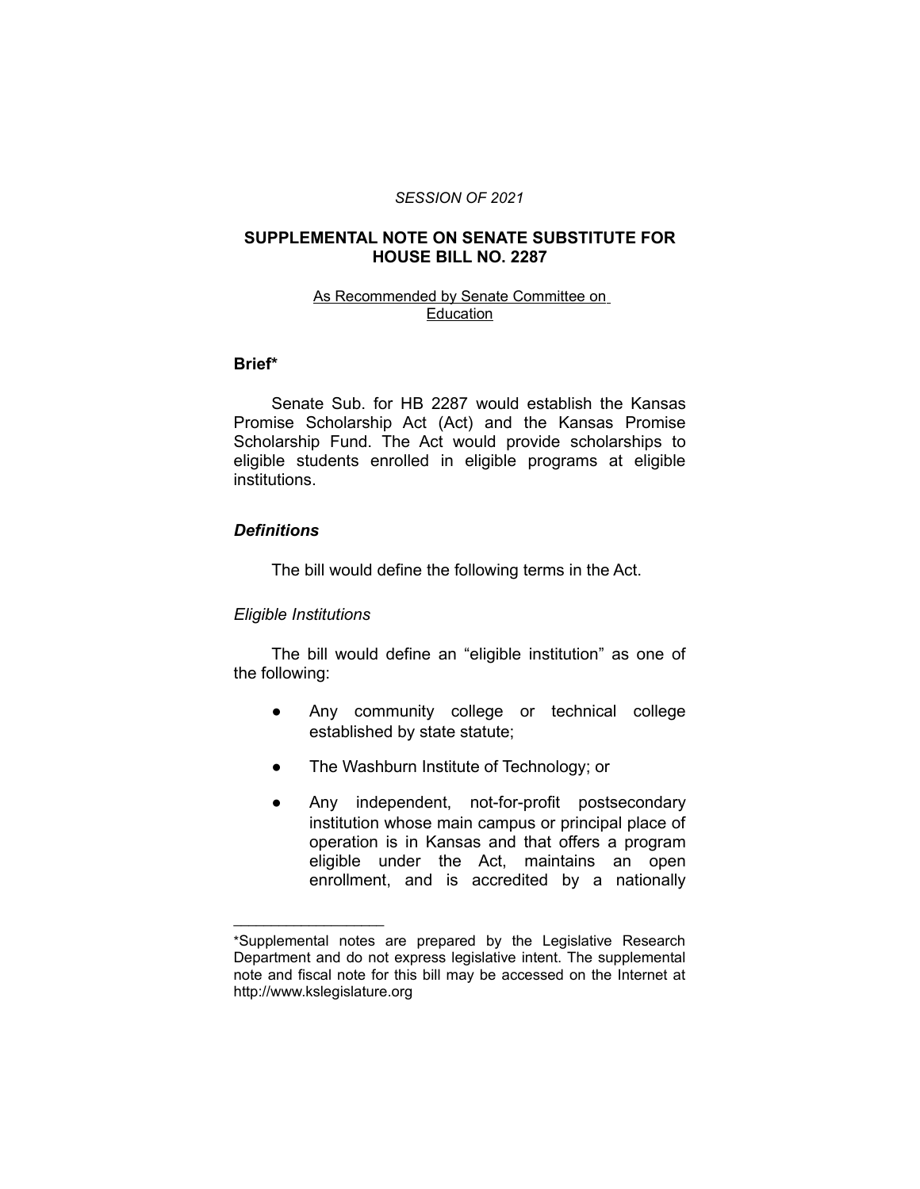*SESSION OF 2021*

**SUPPLEMENTAL NOTE ON SENATE SUBSTITUTE FOR HOUSE BILL NO. 2287**

As Recommended by Senate Committee on Education

**Brief***

Senate Sub. for HB 2287 would establish the Kansas Promise Scholarship Act (Act) and the Kansas Promise Scholarship Fund. The Act would provide scholarships to eligible students enrolled in eligible programs at eligible institutions.

***Definitions***

The bill would define the following terms in the Act.

*Eligible Institutions*

The bill would define an "eligible institution" as one of the following:

- Any community college or technical college established by state statute;
- The Washburn Institute of Technology; or
- Any independent, not-for-profit postsecondary institution whose main campus or principal place of operation is in Kansas and that offers a program eligible under the Act, maintains an open enrollment, and is accredited by a nationally

\_\_\_\_\_\_\_\_\_\_\_\_\_\_\_\_\_\_\_\_

*Supplemental notes are prepared by the Legislative Research Department and do not express legislative intent. The supplemental note and fiscal note for this bill may be accessed on the Internet at http://www.kslegislature.org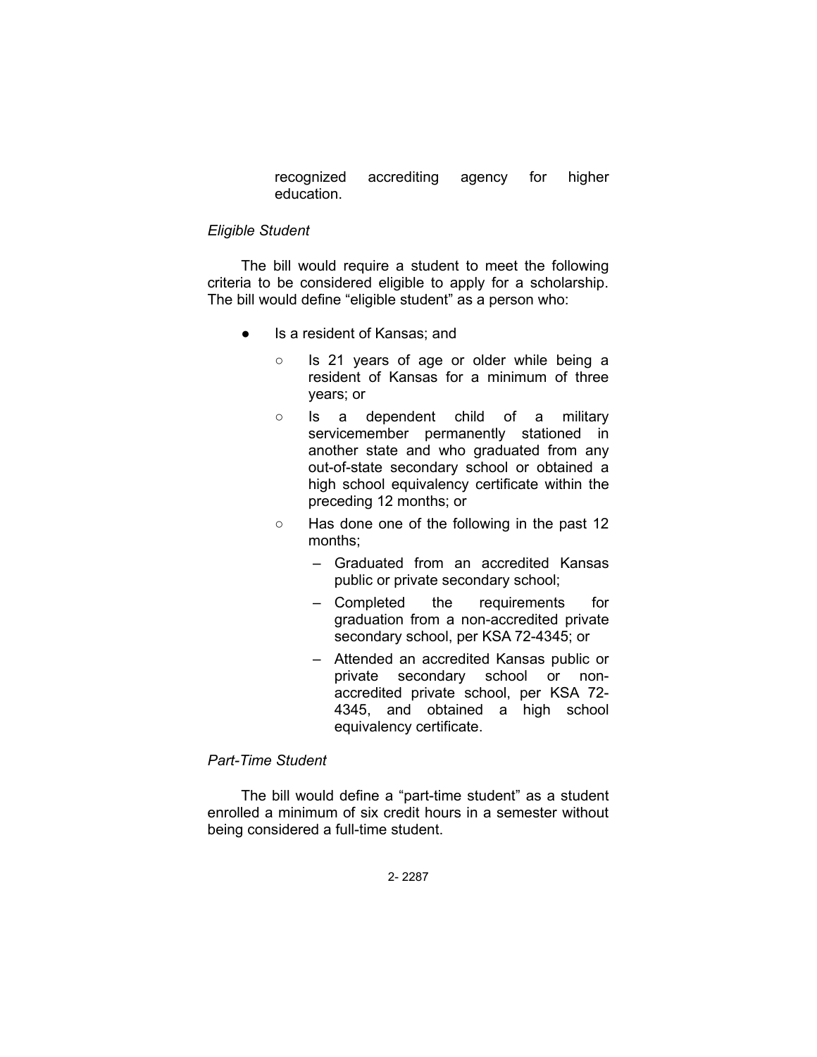recognized accrediting agency for higher education.

*Eligible Student*

The bill would require a student to meet the following criteria to be considered eligible to apply for a scholarship. The bill would define "eligible student" as a person who:

- Is a resident of Kansas; and
  - Is 21 years of age or older while being a resident of Kansas for a minimum of three years; or
  - Is a dependent child of a military servicemember permanently stationed in another state and who graduated from any out-of-state secondary school or obtained a high school equivalency certificate within the preceding 12 months; or
  - Has done one of the following in the past 12 months;
    - Graduated from an accredited Kansas public or private secondary school;
    - Completed the requirements for graduation from a non-accredited private secondary school, per KSA 72-4345; or
    - Attended an accredited Kansas public or private secondary school or non-accredited private school, per KSA 72-4345, and obtained a high school equivalency certificate.

*Part-Time Student*

The bill would define a "part-time student" as a student enrolled a minimum of six credit hours in a semester without being considered a full-time student.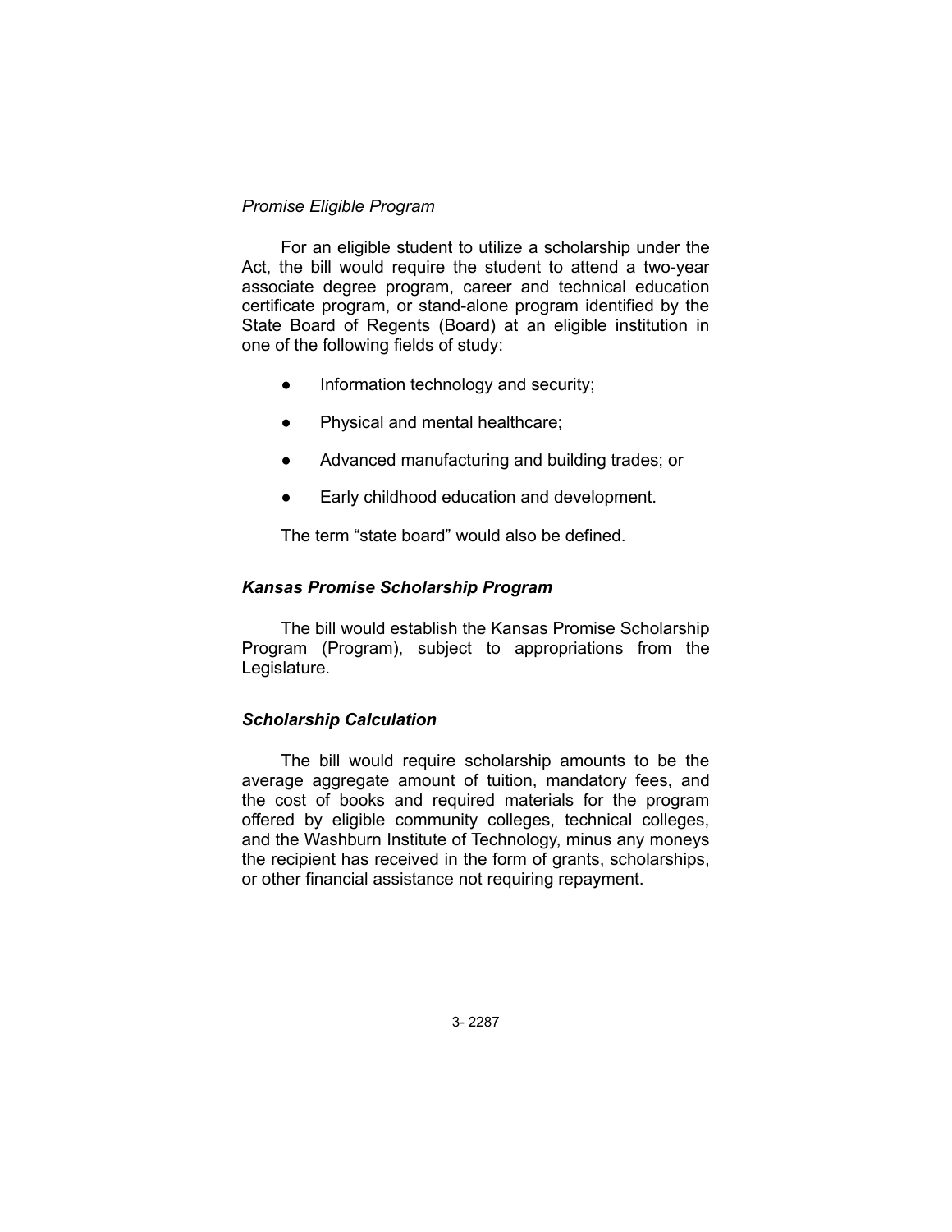*Promise Eligible Program*

For an eligible student to utilize a scholarship under the Act, the bill would require the student to attend a two-year associate degree program, career and technical education certificate program, or stand-alone program identified by the State Board of Regents (Board) at an eligible institution in one of the following fields of study:

- Information technology and security;
- Physical and mental healthcare;
- Advanced manufacturing and building trades; or
- Early childhood education and development.

The term "state board" would also be defined.

***Kansas Promise Scholarship Program***

The bill would establish the Kansas Promise Scholarship Program (Program), subject to appropriations from the Legislature.

***Scholarship Calculation***

The bill would require scholarship amounts to be the average aggregate amount of tuition, mandatory fees, and the cost of books and required materials for the program offered by eligible community colleges, technical colleges, and the Washburn Institute of Technology, minus any moneys the recipient has received in the form of grants, scholarships, or other financial assistance not requiring repayment.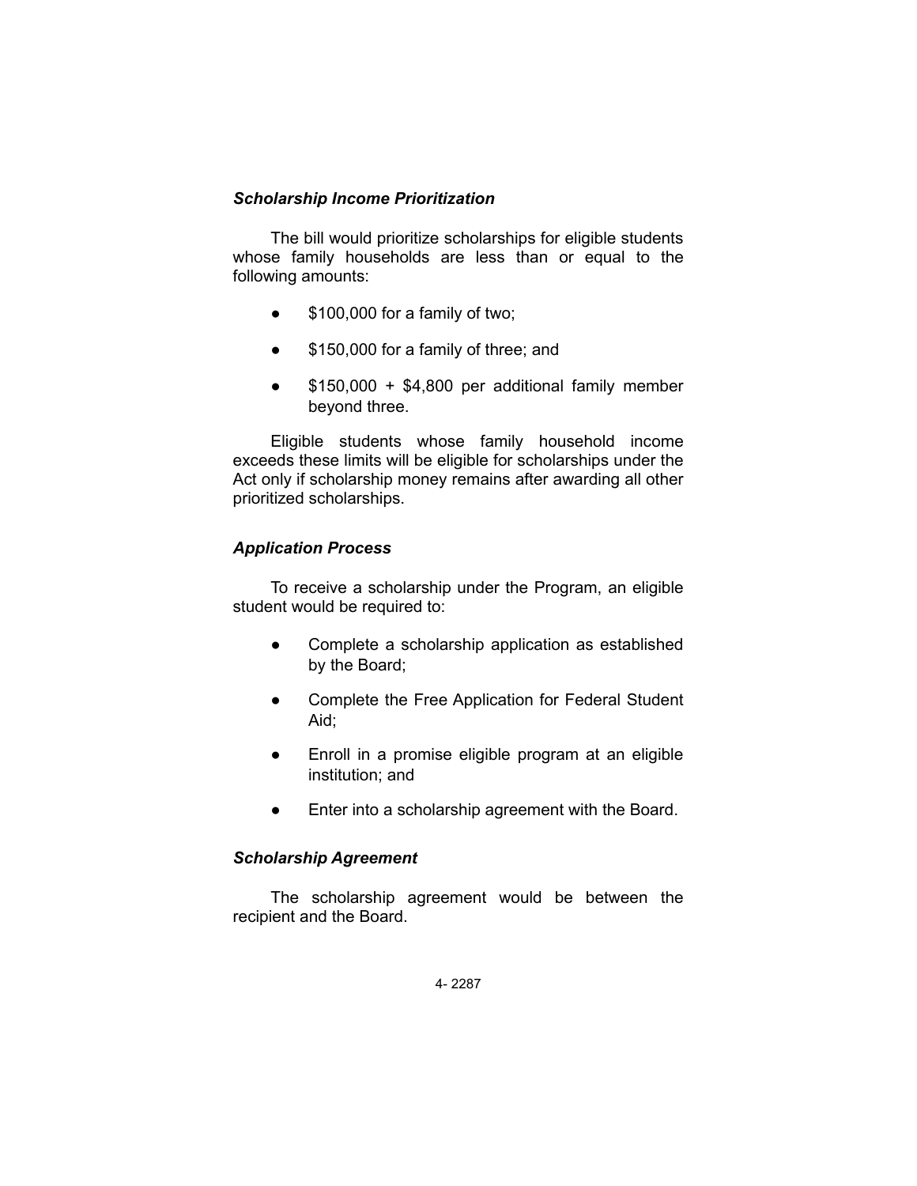### *Scholarship Income Prioritization*

The bill would prioritize scholarships for eligible students whose family households are less than or equal to the following amounts:

- $100,000 for a family of two;
- $150,000 for a family of three; and
- $150,000 + $4,800 per additional family member beyond three.

Eligible students whose family household income exceeds these limits will be eligible for scholarships under the Act only if scholarship money remains after awarding all other prioritized scholarships.

### *Application Process*

To receive a scholarship under the Program, an eligible student would be required to:

- Complete a scholarship application as established by the Board;
- Complete the Free Application for Federal Student Aid;
- Enroll in a promise eligible program at an eligible institution; and
- Enter into a scholarship agreement with the Board.

### *Scholarship Agreement*

The scholarship agreement would be between the recipient and the Board.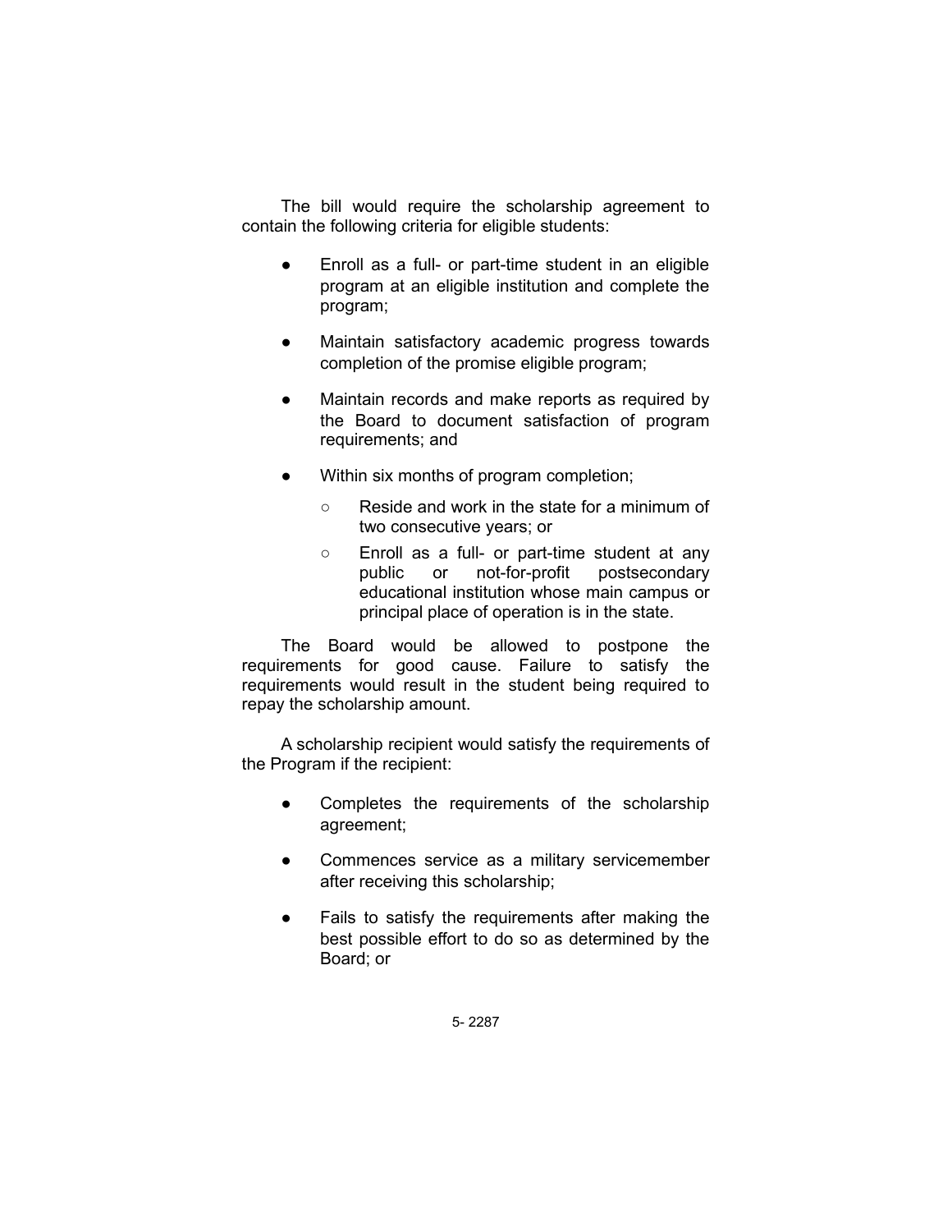The bill would require the scholarship agreement to contain the following criteria for eligible students:

- Enroll as a full- or part-time student in an eligible program at an eligible institution and complete the program;
- Maintain satisfactory academic progress towards completion of the promise eligible program;
- Maintain records and make reports as required by the Board to document satisfaction of program requirements; and
- Within six months of program completion;
  - Reside and work in the state for a minimum of two consecutive years; or
  - Enroll as a full- or part-time student at any public or not-for-profit postsecondary educational institution whose main campus or principal place of operation is in the state.

The Board would be allowed to postpone the requirements for good cause. Failure to satisfy the requirements would result in the student being required to repay the scholarship amount.

A scholarship recipient would satisfy the requirements of the Program if the recipient:

- Completes the requirements of the scholarship agreement;
- Commences service as a military servicemember after receiving this scholarship;
- Fails to satisfy the requirements after making the best possible effort to do so as determined by the Board; or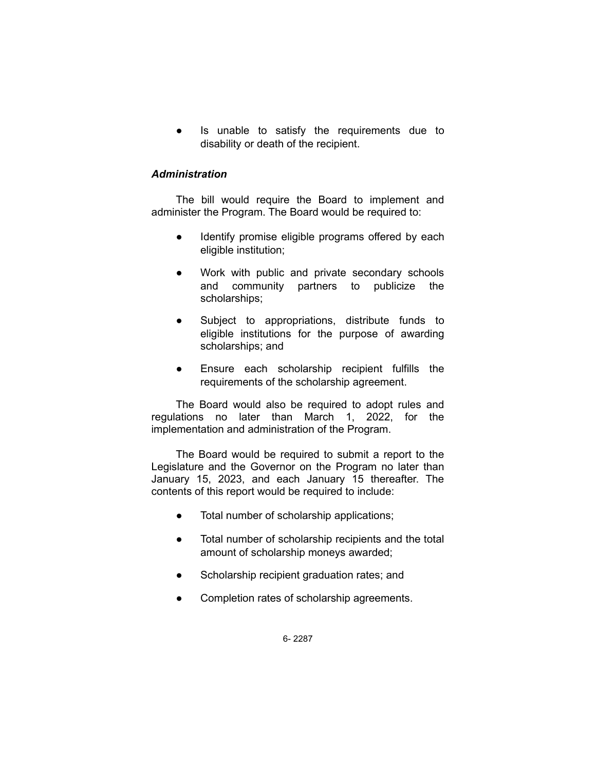- Is unable to satisfy the requirements due to disability or death of the recipient.

### *Administration*

The bill would require the Board to implement and administer the Program. The Board would be required to:

- Identify promise eligible programs offered by each eligible institution;
- Work with public and private secondary schools and community partners to publicize the scholarships;
- Subject to appropriations, distribute funds to eligible institutions for the purpose of awarding scholarships; and
- Ensure each scholarship recipient fulfills the requirements of the scholarship agreement.

The Board would also be required to adopt rules and regulations no later than March 1, 2022, for the implementation and administration of the Program.

The Board would be required to submit a report to the Legislature and the Governor on the Program no later than January 15, 2023, and each January 15 thereafter. The contents of this report would be required to include:

- Total number of scholarship applications;
- Total number of scholarship recipients and the total amount of scholarship moneys awarded;
- Scholarship recipient graduation rates; and
- Completion rates of scholarship agreements.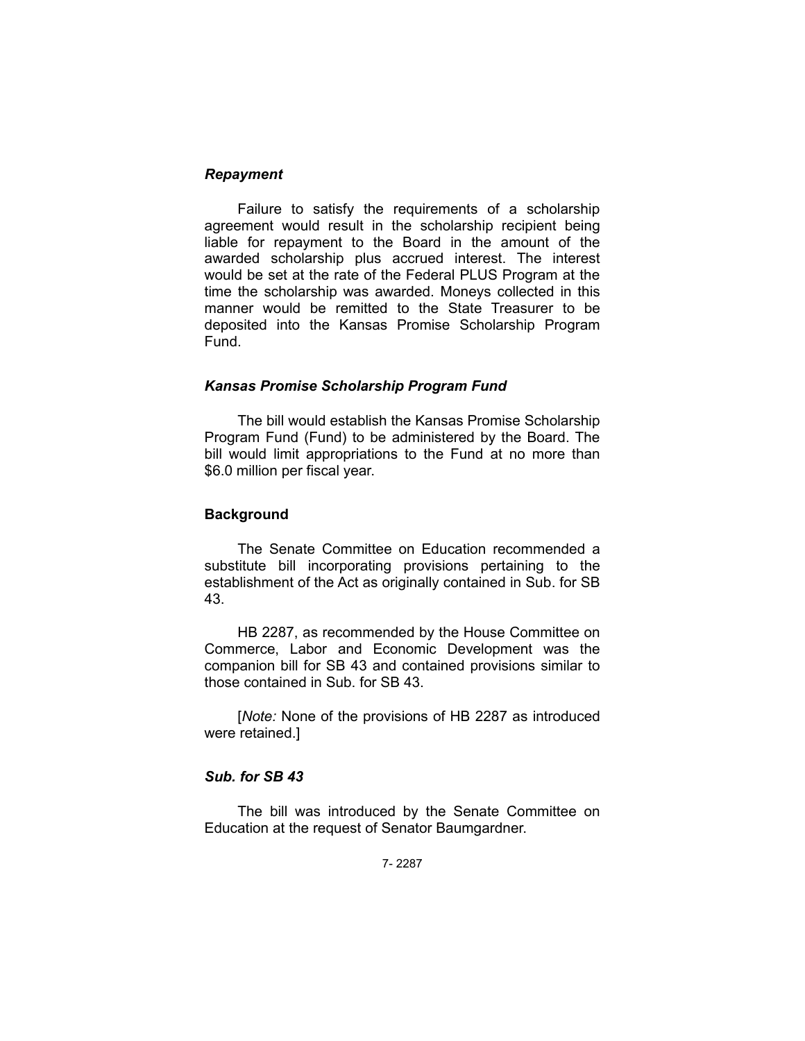### *Repayment*

Failure to satisfy the requirements of a scholarship agreement would result in the scholarship recipient being liable for repayment to the Board in the amount of the awarded scholarship plus accrued interest. The interest would be set at the rate of the Federal PLUS Program at the time the scholarship was awarded. Moneys collected in this manner would be remitted to the State Treasurer to be deposited into the Kansas Promise Scholarship Program Fund.

### *Kansas Promise Scholarship Program Fund*

The bill would establish the Kansas Promise Scholarship Program Fund (Fund) to be administered by the Board. The bill would limit appropriations to the Fund at no more than $6.0 million per fiscal year.

## Background

The Senate Committee on Education recommended a substitute bill incorporating provisions pertaining to the establishment of the Act as originally contained in Sub. for SB 43.

HB 2287, as recommended by the House Committee on Commerce, Labor and Economic Development was the companion bill for SB 43 and contained provisions similar to those contained in Sub. for SB 43.

[*Note:* None of the provisions of HB 2287 as introduced were retained.]

### *Sub. for SB 43*

The bill was introduced by the Senate Committee on Education at the request of Senator Baumgardner.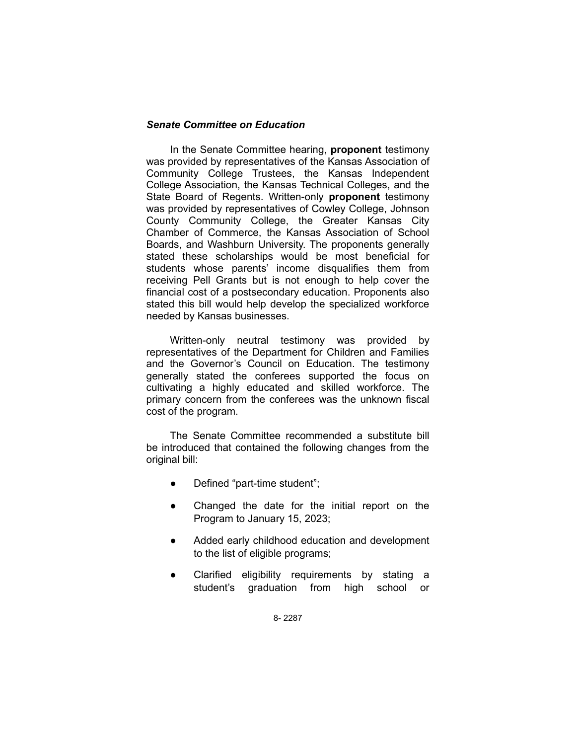### *Senate Committee on Education*

In the Senate Committee hearing, **proponent** testimony was provided by representatives of the Kansas Association of Community College Trustees, the Kansas Independent College Association, the Kansas Technical Colleges, and the State Board of Regents. Written-only **proponent** testimony was provided by representatives of Cowley College, Johnson County Community College, the Greater Kansas City Chamber of Commerce, the Kansas Association of School Boards, and Washburn University. The proponents generally stated these scholarships would be most beneficial for students whose parents' income disqualifies them from receiving Pell Grants but is not enough to help cover the financial cost of a postsecondary education. Proponents also stated this bill would help develop the specialized workforce needed by Kansas businesses.

Written-only neutral testimony was provided by representatives of the Department for Children and Families and the Governor's Council on Education. The testimony generally stated the conferees supported the focus on cultivating a highly educated and skilled workforce. The primary concern from the conferees was the unknown fiscal cost of the program.

The Senate Committee recommended a substitute bill be introduced that contained the following changes from the original bill:

- Defined "part-time student";
- Changed the date for the initial report on the Program to January 15, 2023;
- Added early childhood education and development to the list of eligible programs;
- Clarified eligibility requirements by stating a student's graduation from high school or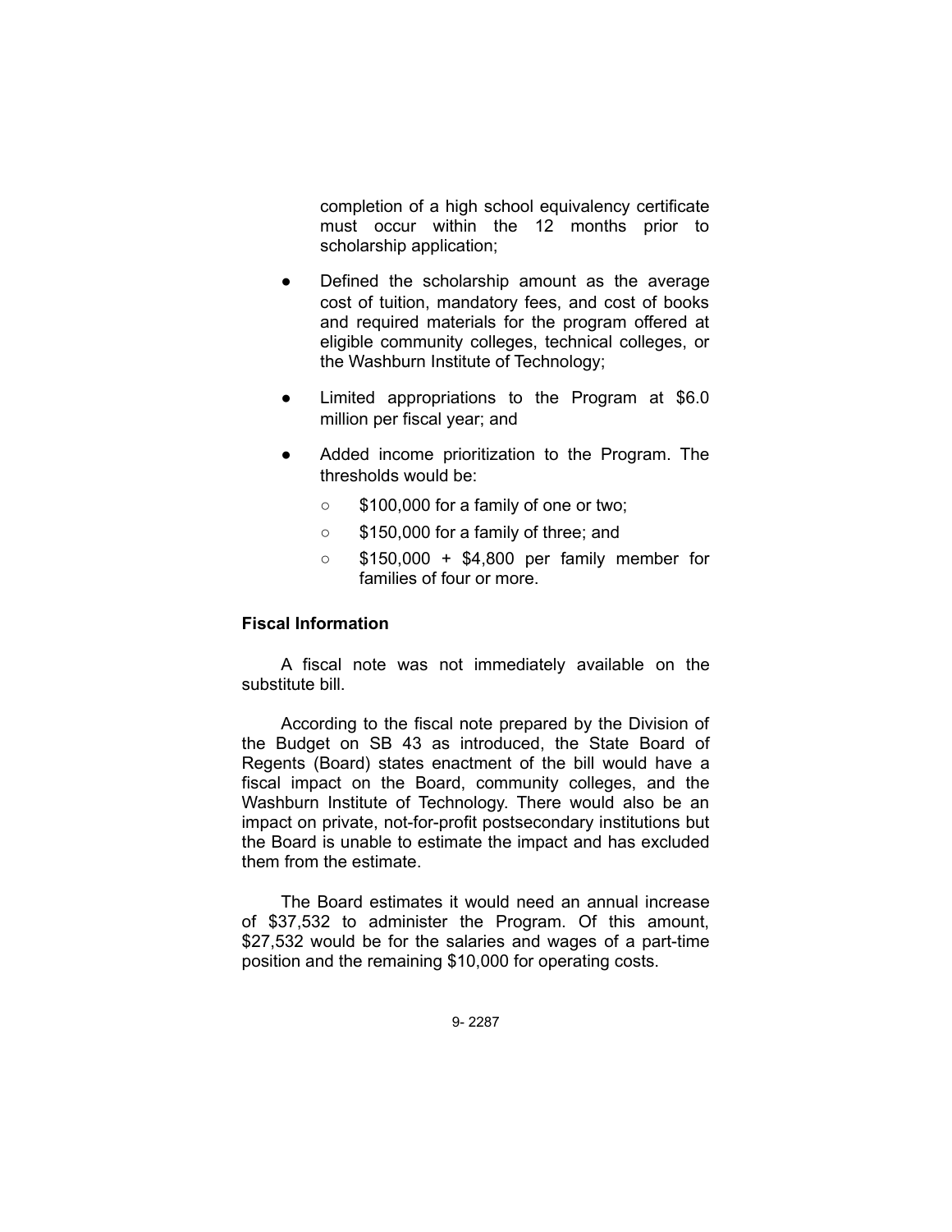completion of a high school equivalency certificate must occur within the 12 months prior to scholarship application;

- Defined the scholarship amount as the average cost of tuition, mandatory fees, and cost of books and required materials for the program offered at eligible community colleges, technical colleges, or the Washburn Institute of Technology;
- Limited appropriations to the Program at $6.0 million per fiscal year; and
- Added income prioritization to the Program. The thresholds would be:
  - $100,000 for a family of one or two;
  - $150,000 for a family of three; and
  - $150,000 + $4,800 per family member for families of four or more.

**Fiscal Information**

A fiscal note was not immediately available on the substitute bill.

According to the fiscal note prepared by the Division of the Budget on SB 43 as introduced, the State Board of Regents (Board) states enactment of the bill would have a fiscal impact on the Board, community colleges, and the Washburn Institute of Technology. There would also be an impact on private, not-for-profit postsecondary institutions but the Board is unable to estimate the impact and has excluded them from the estimate.

The Board estimates it would need an annual increase of $37,532 to administer the Program. Of this amount, $27,532 would be for the salaries and wages of a part-time position and the remaining $10,000 for operating costs.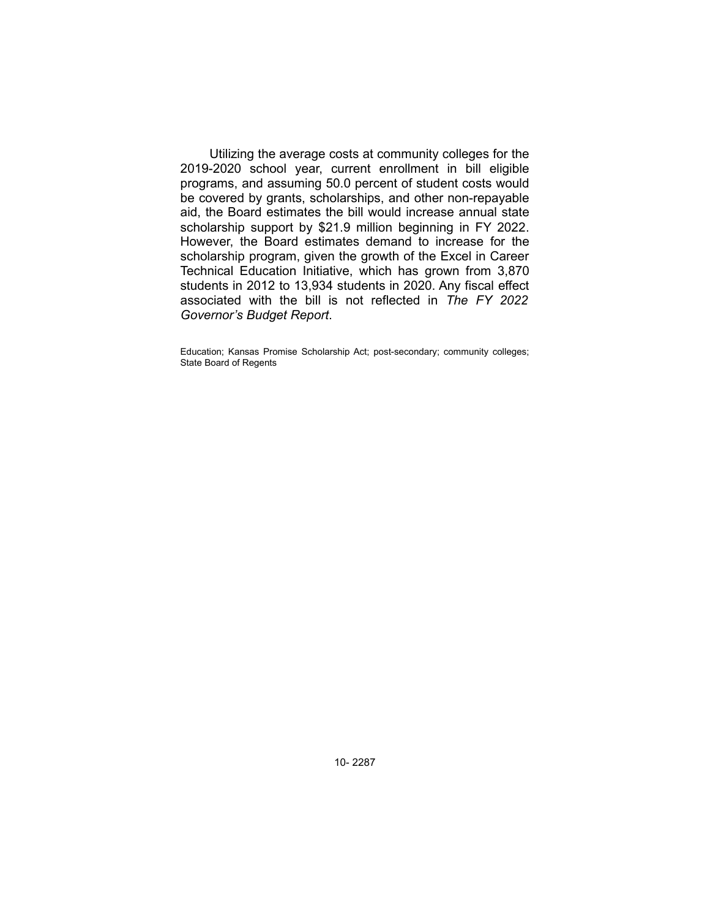Utilizing the average costs at community colleges for the 2019-2020 school year, current enrollment in bill eligible programs, and assuming 50.0 percent of student costs would be covered by grants, scholarships, and other non-repayable aid, the Board estimates the bill would increase annual state scholarship support by $21.9 million beginning in FY 2022. However, the Board estimates demand to increase for the scholarship program, given the growth of the Excel in Career Technical Education Initiative, which has grown from 3,870 students in 2012 to 13,934 students in 2020. Any fiscal effect associated with the bill is not reflected in *The FY 2022 Governor's Budget Report*.

Education; Kansas Promise Scholarship Act; post-secondary; community colleges; State Board of Regents